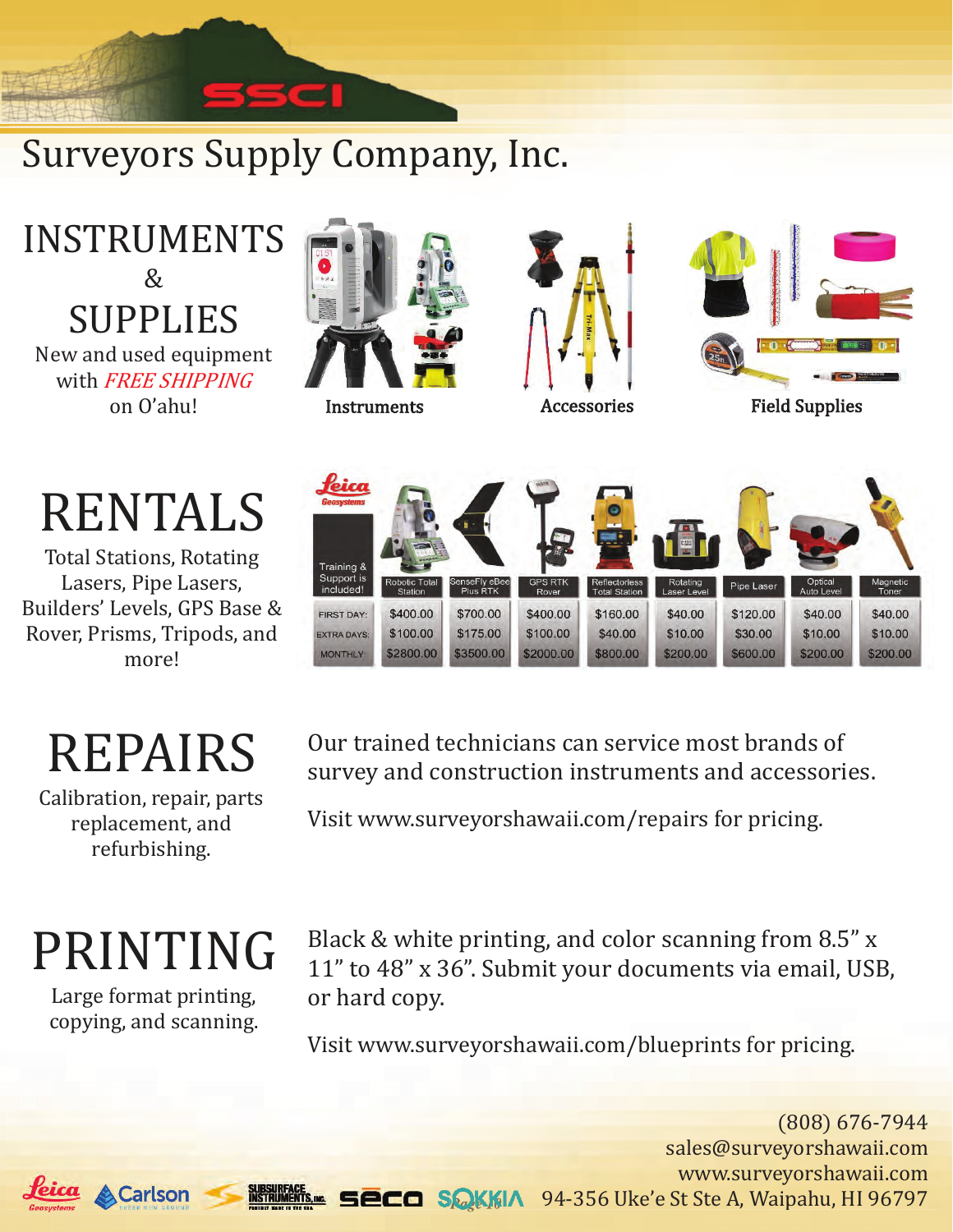# Surveyors Supply Company, Inc.

## INSTRUMENTS & SUPPLIES

New and used equipment with *FREE SHIPPING* on O'ahu!

Instruments

Accessories

Field Supplies

## RENTALS

Total Stations, Rotating Lasers, Pipe Lasers, Builders' Levels, GPS Base & Rover, Prisms, Tripods, and more!

| Training & Support is included! | Robotic Total Station | SenseFly eBee Plus RTK | GPS RTK Rover | Reflectorless Total Station | Rotating Laser Level | Pipe Laser | Optical Auto Level | Magnetic Toner |
|---|---|---|---|---|---|---|---|---|
| FIRST DAY: | $400.00 | $700.00 | $400.00 | $160.00 | $40.00 | $120.00 | $40.00 | $40.00 |
| EXTRA DAYS: | $100.00 | $175.00 | $100.00 | $40.00 | $10.00 | $30.00 | $10.00 | $10.00 |
| MONTHLY: | $2800.00 | $3500.00 | $2000.00 | $800.00 | $200.00 | $600.00 | $200.00 | $200.00 |

## REPAIRS

Calibration, repair, parts replacement, and refurbishing.

Our trained technicians can service most brands of survey and construction instruments and accessories.

Visit www.surveyorshawaii.com/repairs for pricing.

## PRINTING

Large format printing, copying, and scanning.

Black & white printing, and color scanning from 8.5" x 11" to 48" x 36". Submit your documents via email, USB, or hard copy.

Visit www.surveyorshawaii.com/blueprints for pricing.

(808) 676-7944
sales@surveyorshawaii.com
www.surveyorshawaii.com
94-356 Uke'e St Ste A, Waipahu, HI 96797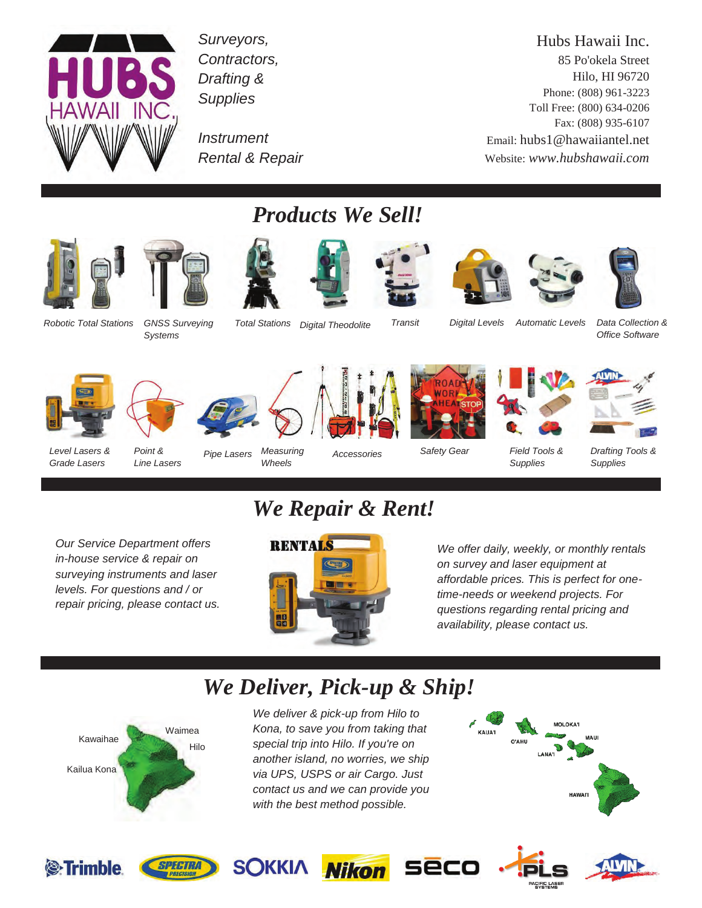Surveyors, Contractors, Drafting & Supplies

Instrument Rental & Repair

Hubs Hawaii Inc.
85 Po'okela Street
Hilo, HI 96720
Phone: (808) 961-3223
Toll Free: (800) 634-0206
Fax: (808) 935-6107
Email: hubs1@hawaiiantel.net
Website: *www.hubshawaii.com*

## *Products We Sell!*

*Robotic Total Stations*

*GNSS Surveying Systems*

*Total Stations*

*Digital Theodolite*

*Transit*

*Digital Levels*

*Automatic Levels*

*Data Collection & Office Software*

*Level Lasers & Grade Lasers*

*Point & Line Lasers*

*Pipe Lasers*

*Measuring Wheels*

*Accessories*

*Safety Gear*

*Field Tools & Supplies*

*Drafting Tools & Supplies*

## *We Repair & Rent!*

*Our Service Department offers in-house service & repair on surveying instruments and laser levels. For questions and / or repair pricing, please contact us.*

RENTALS

*We offer daily, weekly, or monthly rentals on survey and laser equipment at affordable prices. This is perfect for one-time-needs or weekend projects. For questions regarding rental pricing and availability, please contact us.*

## *We Deliver, Pick-up & Ship!*

Kawaihae, Waimea, Hilo, Kailua Kona

*We deliver & pick-up from Hilo to Kona, to save you from taking that special trip into Hilo. If you're on another island, no worries, we ship via UPS, USPS or air Cargo. Just contact us and we can provide you with the best method possible.*

KAUA'I, O'AHU, MOLOKA'I, LANA'I, MAUI, HAWAI'I

Trimble · Spectra Precision · SOKKIA · Nikon · seco · PLS Pacific Laser Systems · ALVIN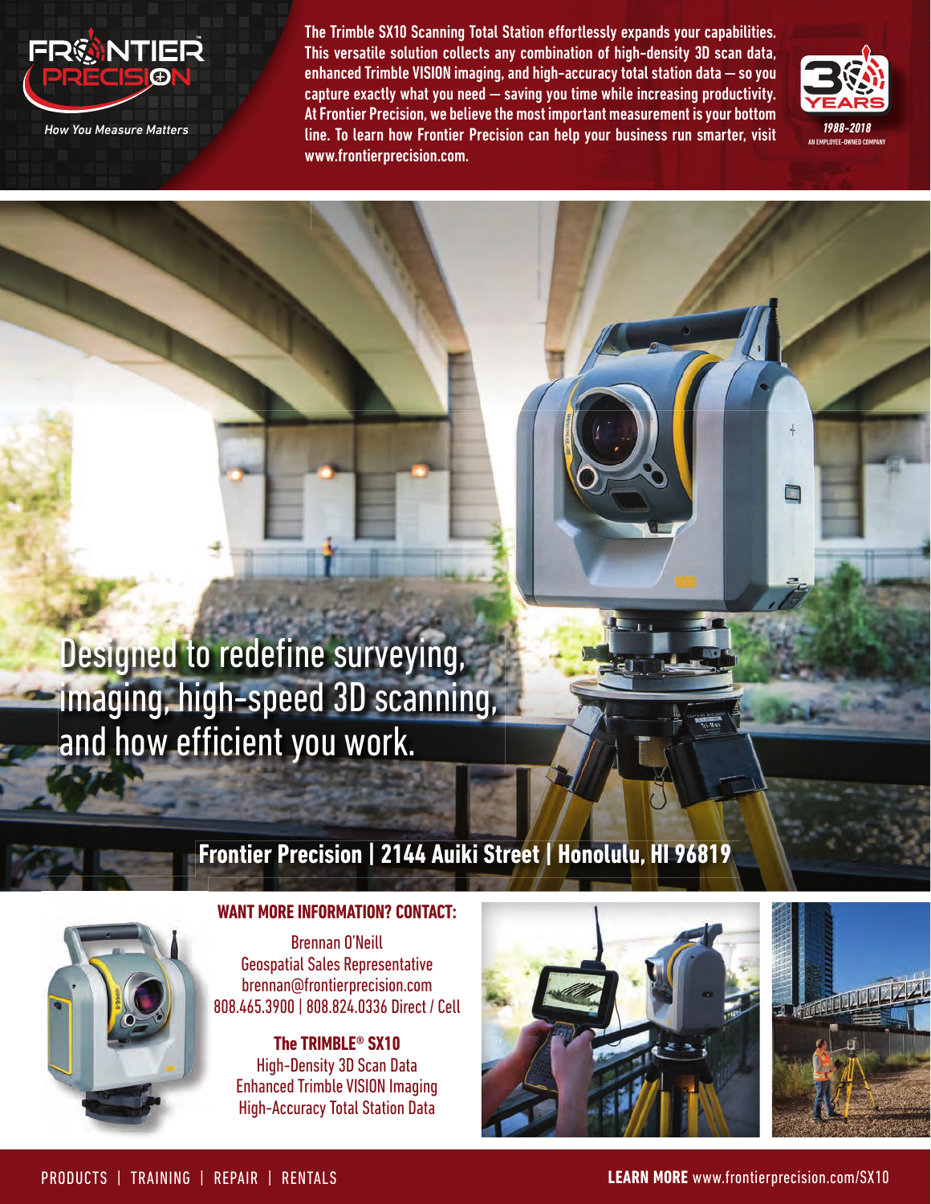FRONTIER PRECISION™

*How You Measure Matters*

**The Trimble SX10 Scanning Total Station effortlessly expands your capabilities. This versatile solution collects any combination of high-density 3D scan data, enhanced Trimble VISION imaging, and high-accuracy total station data — so you capture exactly what you need — saving you time while increasing productivity. At Frontier Precision, we believe the most important measurement is your bottom line. To learn how Frontier Precision can help your business run smarter, visit www.frontierprecision.com.**

30 YEARS

*1988-2018*

AN EMPLOYEE-OWNED COMPANY

# Designed to redefine surveying, imaging, high-speed 3D scanning, and how efficient you work.

## Frontier Precision | 2144 Auiki Street | Honolulu, HI 96819

### WANT MORE INFORMATION? CONTACT:

Brennan O'Neill
Geospatial Sales Representative
brennan@frontierprecision.com
808.465.3900 | 808.824.0336 Direct / Cell

**The TRIMBLE® SX10**
High-Density 3D Scan Data
Enhanced Trimble VISION Imaging
High-Accuracy Total Station Data

PRODUCTS | TRAINING | REPAIR | RENTALS

**LEARN MORE** www.frontierprecision.com/SX10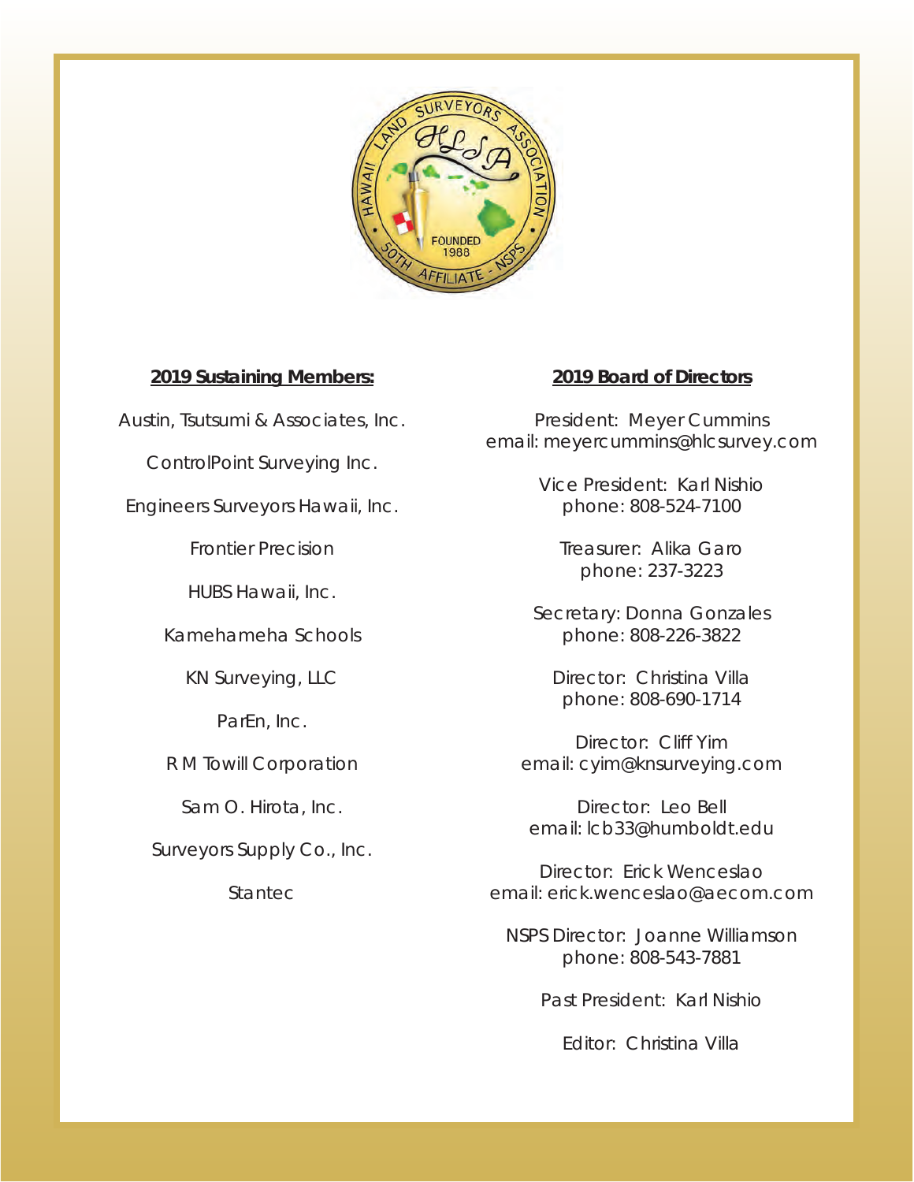**2019 Sustaining Members:**

Austin, Tsutsumi & Associates, Inc.

ControlPoint Surveying Inc.

Engineers Surveyors Hawaii, Inc.

Frontier Precision

HUBS Hawaii, Inc.

Kamehameha Schools

KN Surveying, LLC

ParEn, Inc.

R M Towill Corporation

Sam O. Hirota, Inc.

Surveyors Supply Co., Inc.

Stantec

**2019 Board of Directors**

President: Meyer Cummins
email: meyercummins@hlcsurvey.com

Vice President: Karl Nishio
phone: 808-524-7100

Treasurer: Alika Garo
phone: 237-3223

Secretary: Donna Gonzales
phone: 808-226-3822

Director: Christina Villa
phone: 808-690-1714

Director: Cliff Yim
email: cyim@knsurveying.com

Director: Leo Bell
email: lcb33@humboldt.edu

Director: Erick Wenceslao
email: erick.wenceslao@aecom.com

NSPS Director: Joanne Williamson
phone: 808-543-7881

Past President: Karl Nishio

Editor: Christina Villa